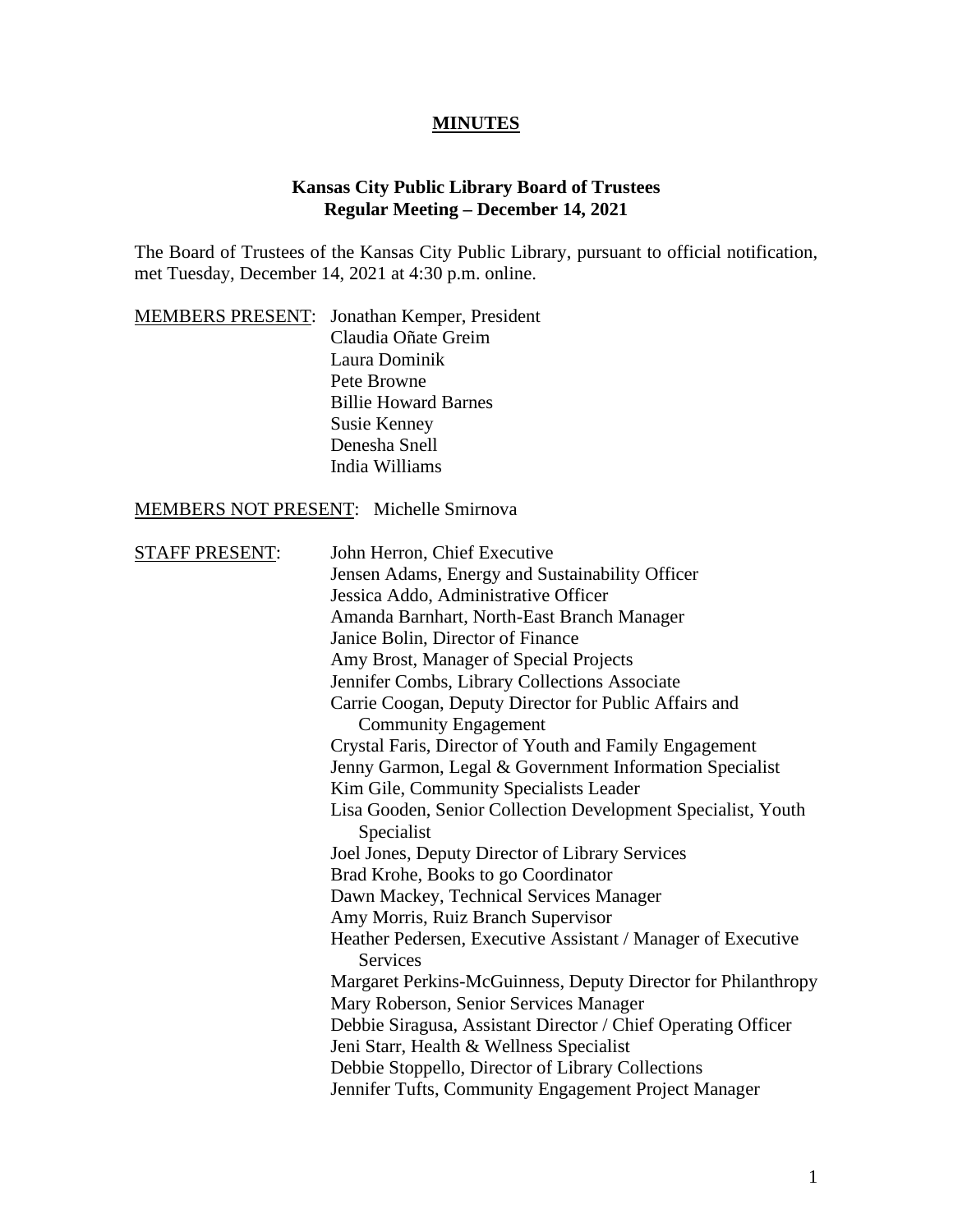# MINUTES

## Kansas City Public Library Board of Trustees
## Regular Meeting – December 14, 2021

The Board of Trustees of the Kansas City Public Library, pursuant to official notification, met Tuesday, December 14, 2021 at 4:30 p.m. online.

MEMBERS PRESENT:
- Jonathan Kemper, President
- Claudia Oñate Greim
- Laura Dominik
- Pete Browne
- Billie Howard Barnes
- Susie Kenney
- Denesha Snell
- India Williams

MEMBERS NOT PRESENT: Michelle Smirnova

STAFF PRESENT:
- John Herron, Chief Executive
- Jensen Adams, Energy and Sustainability Officer
- Jessica Addo, Administrative Officer
- Amanda Barnhart, North-East Branch Manager
- Janice Bolin, Director of Finance
- Amy Brost, Manager of Special Projects
- Jennifer Combs, Library Collections Associate
- Carrie Coogan, Deputy Director for Public Affairs and Community Engagement
- Crystal Faris, Director of Youth and Family Engagement
- Jenny Garmon, Legal & Government Information Specialist
- Kim Gile, Community Specialists Leader
- Lisa Gooden, Senior Collection Development Specialist, Youth Specialist
- Joel Jones, Deputy Director of Library Services
- Brad Krohe, Books to go Coordinator
- Dawn Mackey, Technical Services Manager
- Amy Morris, Ruiz Branch Supervisor
- Heather Pedersen, Executive Assistant / Manager of Executive Services
- Margaret Perkins-McGuinness, Deputy Director for Philanthropy
- Mary Roberson, Senior Services Manager
- Debbie Siragusa, Assistant Director / Chief Operating Officer
- Jeni Starr, Health & Wellness Specialist
- Debbie Stoppello, Director of Library Collections
- Jennifer Tufts, Community Engagement Project Manager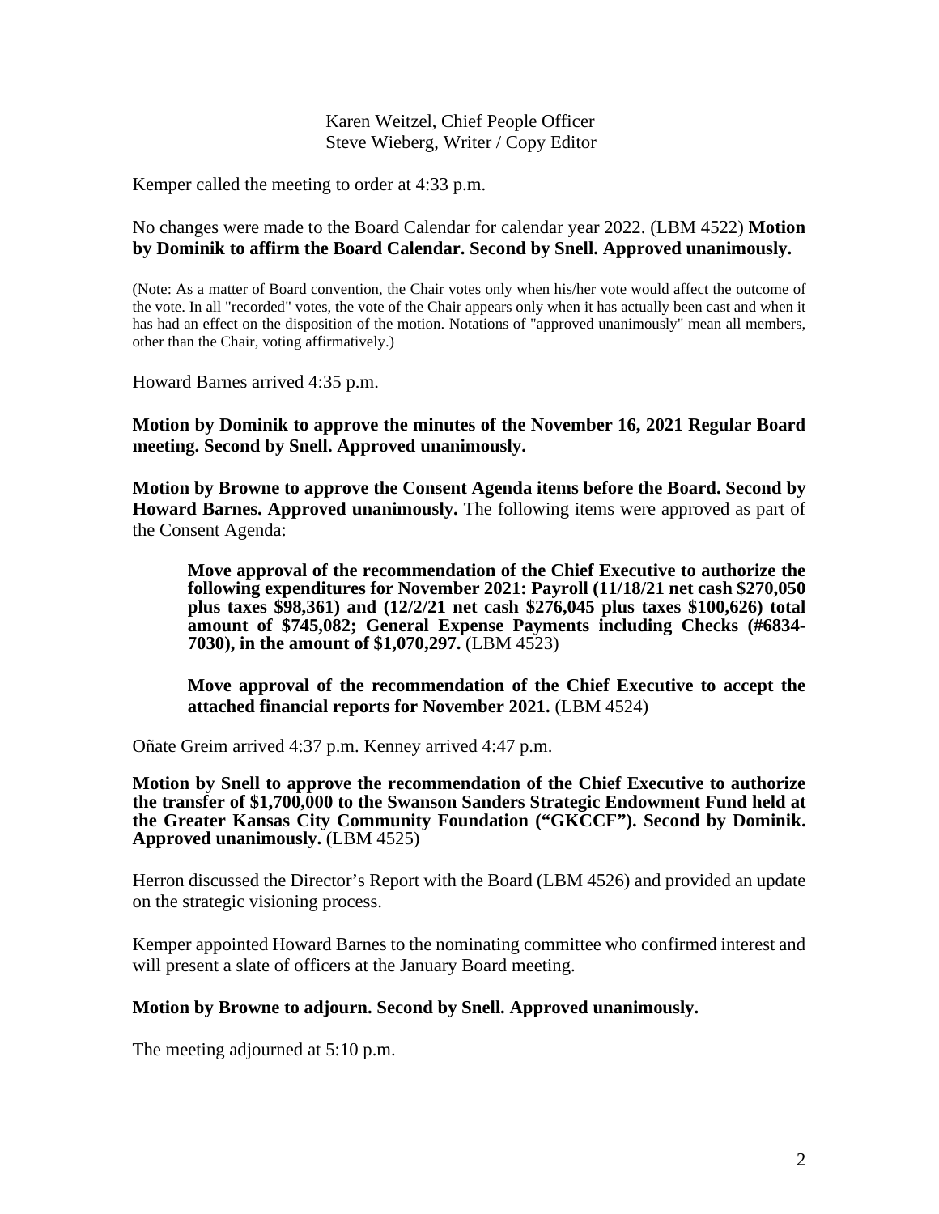Karen Weitzel, Chief People Officer
Steve Wieberg, Writer / Copy Editor

Kemper called the meeting to order at 4:33 p.m.

No changes were made to the Board Calendar for calendar year 2022. (LBM 4522) **Motion by Dominik to affirm the Board Calendar. Second by Snell. Approved unanimously.**

(Note: As a matter of Board convention, the Chair votes only when his/her vote would affect the outcome of the vote. In all "recorded" votes, the vote of the Chair appears only when it has actually been cast and when it has had an effect on the disposition of the motion. Notations of "approved unanimously" mean all members, other than the Chair, voting affirmatively.)

Howard Barnes arrived 4:35 p.m.

**Motion by Dominik to approve the minutes of the November 16, 2021 Regular Board meeting. Second by Snell. Approved unanimously.**

**Motion by Browne to approve the Consent Agenda items before the Board. Second by Howard Barnes. Approved unanimously.** The following items were approved as part of the Consent Agenda:

> **Move approval of the recommendation of the Chief Executive to authorize the following expenditures for November 2021: Payroll (11/18/21 net cash $270,050 plus taxes $98,361) and (12/2/21 net cash $276,045 plus taxes $100,626) total amount of $745,082; General Expense Payments including Checks (#6834-7030), in the amount of $1,070,297.** (LBM 4523)
>
> **Move approval of the recommendation of the Chief Executive to accept the attached financial reports for November 2021.** (LBM 4524)

Oñate Greim arrived 4:37 p.m. Kenney arrived 4:47 p.m.

**Motion by Snell to approve the recommendation of the Chief Executive to authorize the transfer of $1,700,000 to the Swanson Sanders Strategic Endowment Fund held at the Greater Kansas City Community Foundation ("GKCCF"). Second by Dominik. Approved unanimously.** (LBM 4525)

Herron discussed the Director's Report with the Board (LBM 4526) and provided an update on the strategic visioning process.

Kemper appointed Howard Barnes to the nominating committee who confirmed interest and will present a slate of officers at the January Board meeting.

**Motion by Browne to adjourn. Second by Snell. Approved unanimously.**

The meeting adjourned at 5:10 p.m.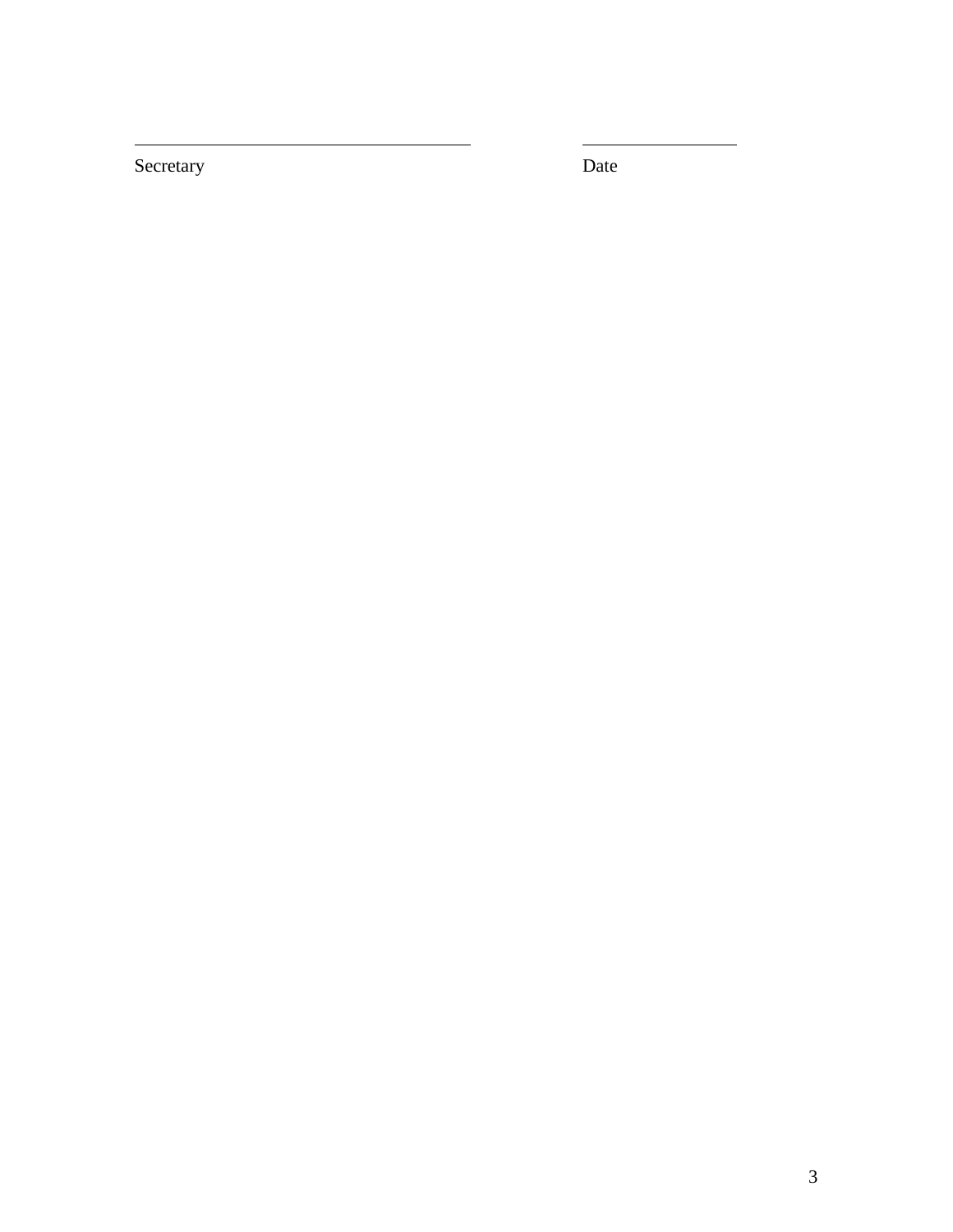\_\_\_\_\_\_\_\_\_\_\_\_\_\_\_\_\_\_\_\_\_\_\_\_\_\_\_\_\_\_\_\_\_\_\_\_ \_\_\_\_\_\_\_\_\_\_\_\_\_\_\_\_\_

Secretary Date